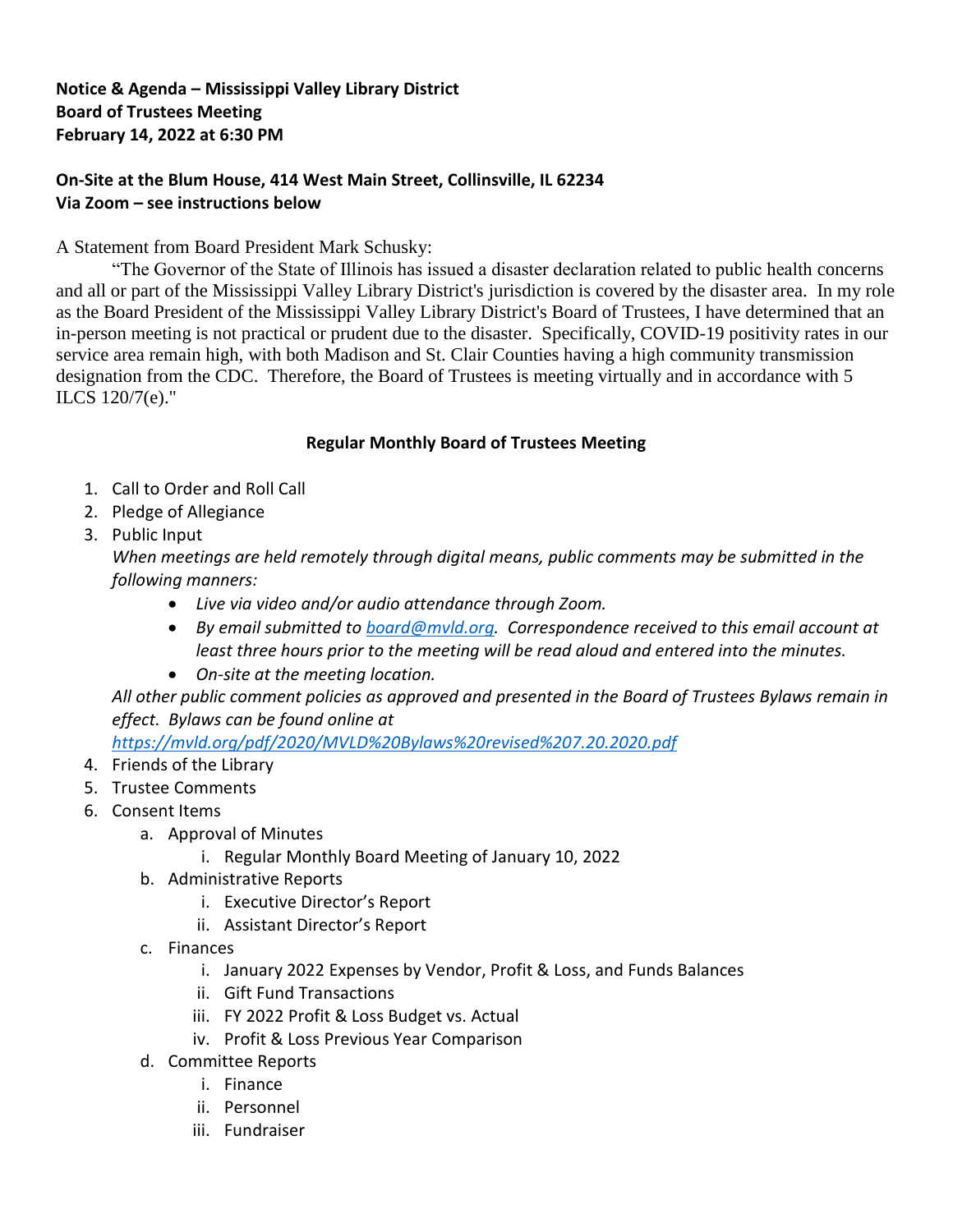**Notice & Agenda – Mississippi Valley Library District**
**Board of Trustees Meeting**
**February 14, 2022 at 6:30 PM**

**On-Site at the Blum House, 414 West Main Street, Collinsville, IL 62234**
**Via Zoom – see instructions below**

A Statement from Board President Mark Schusky:

"The Governor of the State of Illinois has issued a disaster declaration related to public health concerns and all or part of the Mississippi Valley Library District's jurisdiction is covered by the disaster area. In my role as the Board President of the Mississippi Valley Library District's Board of Trustees, I have determined that an in-person meeting is not practical or prudent due to the disaster. Specifically, COVID-19 positivity rates in our service area remain high, with both Madison and St. Clair Counties having a high community transmission designation from the CDC. Therefore, the Board of Trustees is meeting virtually and in accordance with 5 ILCS 120/7(e)."

**Regular Monthly Board of Trustees Meeting**

1. Call to Order and Roll Call
2. Pledge of Allegiance
3. Public Input
   *When meetings are held remotely through digital means, public comments may be submitted in the following manners:*
   - *Live via video and/or audio attendance through Zoom.*
   - *By email submitted to board@mvld.org. Correspondence received to this email account at least three hours prior to the meeting will be read aloud and entered into the minutes.*
   - *On-site at the meeting location.*

   *All other public comment policies as approved and presented in the Board of Trustees Bylaws remain in effect. Bylaws can be found online at https://mvld.org/pdf/2020/MVLD%20Bylaws%20revised%207.20.2020.pdf*
4. Friends of the Library
5. Trustee Comments
6. Consent Items
   a. Approval of Minutes
      i. Regular Monthly Board Meeting of January 10, 2022
   b. Administrative Reports
      i. Executive Director's Report
      ii. Assistant Director's Report
   c. Finances
      i. January 2022 Expenses by Vendor, Profit & Loss, and Funds Balances
      ii. Gift Fund Transactions
      iii. FY 2022 Profit & Loss Budget vs. Actual
      iv. Profit & Loss Previous Year Comparison
   d. Committee Reports
      i. Finance
      ii. Personnel
      iii. Fundraiser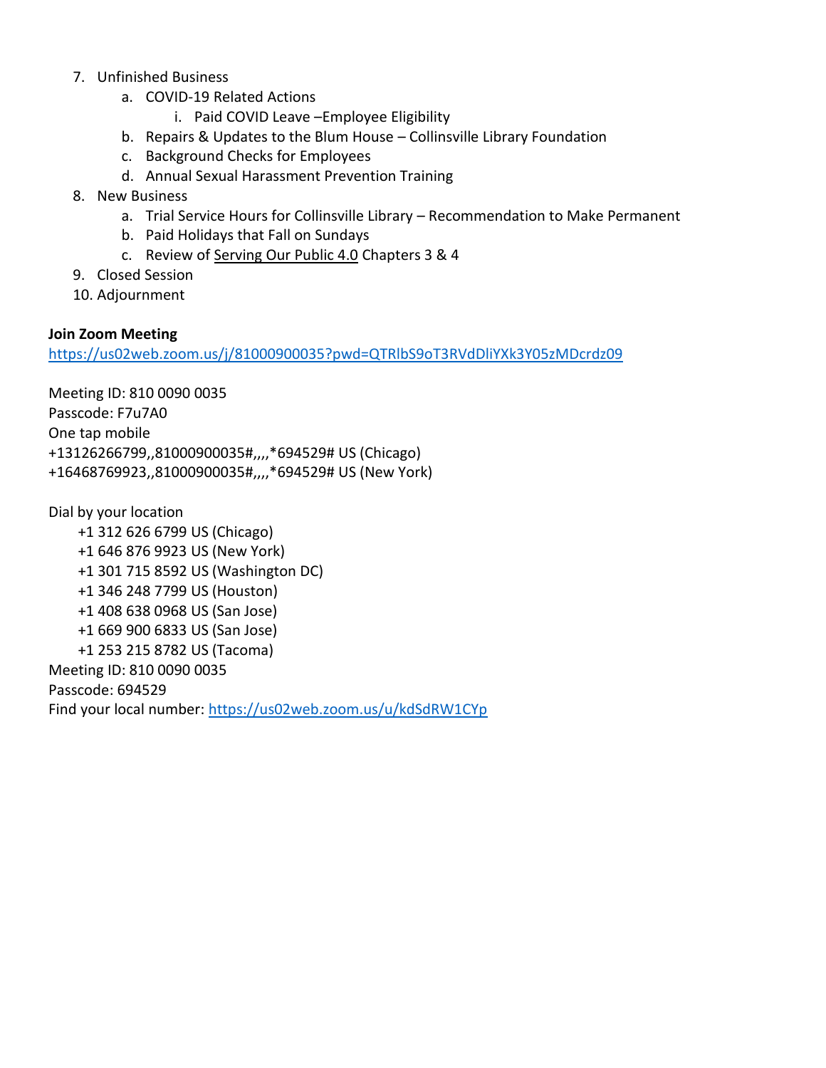7. Unfinished Business
   a. COVID-19 Related Actions
      i. Paid COVID Leave –Employee Eligibility
   b. Repairs & Updates to the Blum House – Collinsville Library Foundation
   c. Background Checks for Employees
   d. Annual Sexual Harassment Prevention Training
8. New Business
   a. Trial Service Hours for Collinsville Library – Recommendation to Make Permanent
   b. Paid Holidays that Fall on Sundays
   c. Review of <u>Serving Our Public 4.0</u> Chapters 3 & 4
9. Closed Session
10. Adjournment

**Join Zoom Meeting**
https://us02web.zoom.us/j/81000900035?pwd=QTRlbS9oT3RVdDliYXk3Y05zMDcrdz09

Meeting ID: 810 0090 0035
Passcode: F7u7A0
One tap mobile
+13126266799,,81000900035#,,,,*694529# US (Chicago)
+16468769923,,81000900035#,,,,*694529# US (New York)

Dial by your location
  +1 312 626 6799 US (Chicago)
  +1 646 876 9923 US (New York)
  +1 301 715 8592 US (Washington DC)
  +1 346 248 7799 US (Houston)
  +1 408 638 0968 US (San Jose)
  +1 669 900 6833 US (San Jose)
  +1 253 215 8782 US (Tacoma)
Meeting ID: 810 0090 0035
Passcode: 694529
Find your local number: https://us02web.zoom.us/u/kdSdRW1CYp